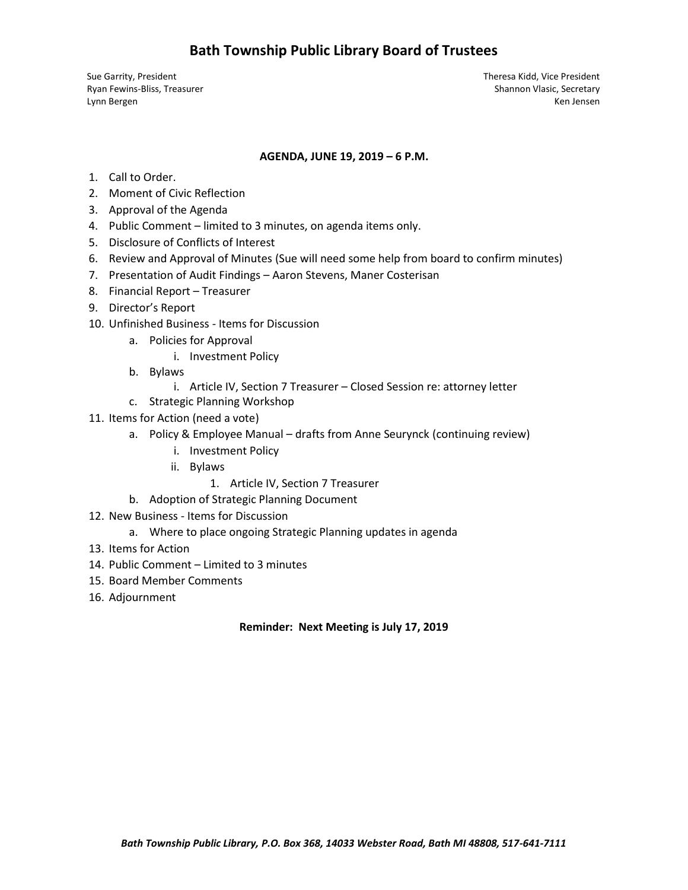# Bath Township Public Library Board of Trustees

Sue Garrity, President
Ryan Fewins-Bliss, Treasurer
Lynn Bergen

Theresa Kidd, Vice President
Shannon Vlasic, Secretary
Ken Jensen

**AGENDA, JUNE 19, 2019 – 6 P.M.**

1. Call to Order.
2. Moment of Civic Reflection
3. Approval of the Agenda
4. Public Comment – limited to 3 minutes, on agenda items only.
5. Disclosure of Conflicts of Interest
6. Review and Approval of Minutes (Sue will need some help from board to confirm minutes)
7. Presentation of Audit Findings – Aaron Stevens, Maner Costerisan
8. Financial Report – Treasurer
9. Director's Report
10. Unfinished Business - Items for Discussion
    - a. Policies for Approval
        - i. Investment Policy
    - b. Bylaws
        - i. Article IV, Section 7 Treasurer – Closed Session re: attorney letter
    - c. Strategic Planning Workshop
11. Items for Action (need a vote)
    - a. Policy & Employee Manual – drafts from Anne Seurynck (continuing review)
        - i. Investment Policy
        - ii. Bylaws
            1. Article IV, Section 7 Treasurer
    - b. Adoption of Strategic Planning Document
12. New Business - Items for Discussion
    - a. Where to place ongoing Strategic Planning updates in agenda
13. Items for Action
14. Public Comment – Limited to 3 minutes
15. Board Member Comments
16. Adjournment

**Reminder: Next Meeting is July 17, 2019**

*Bath Township Public Library, P.O. Box 368, 14033 Webster Road, Bath MI 48808, 517-641-7111*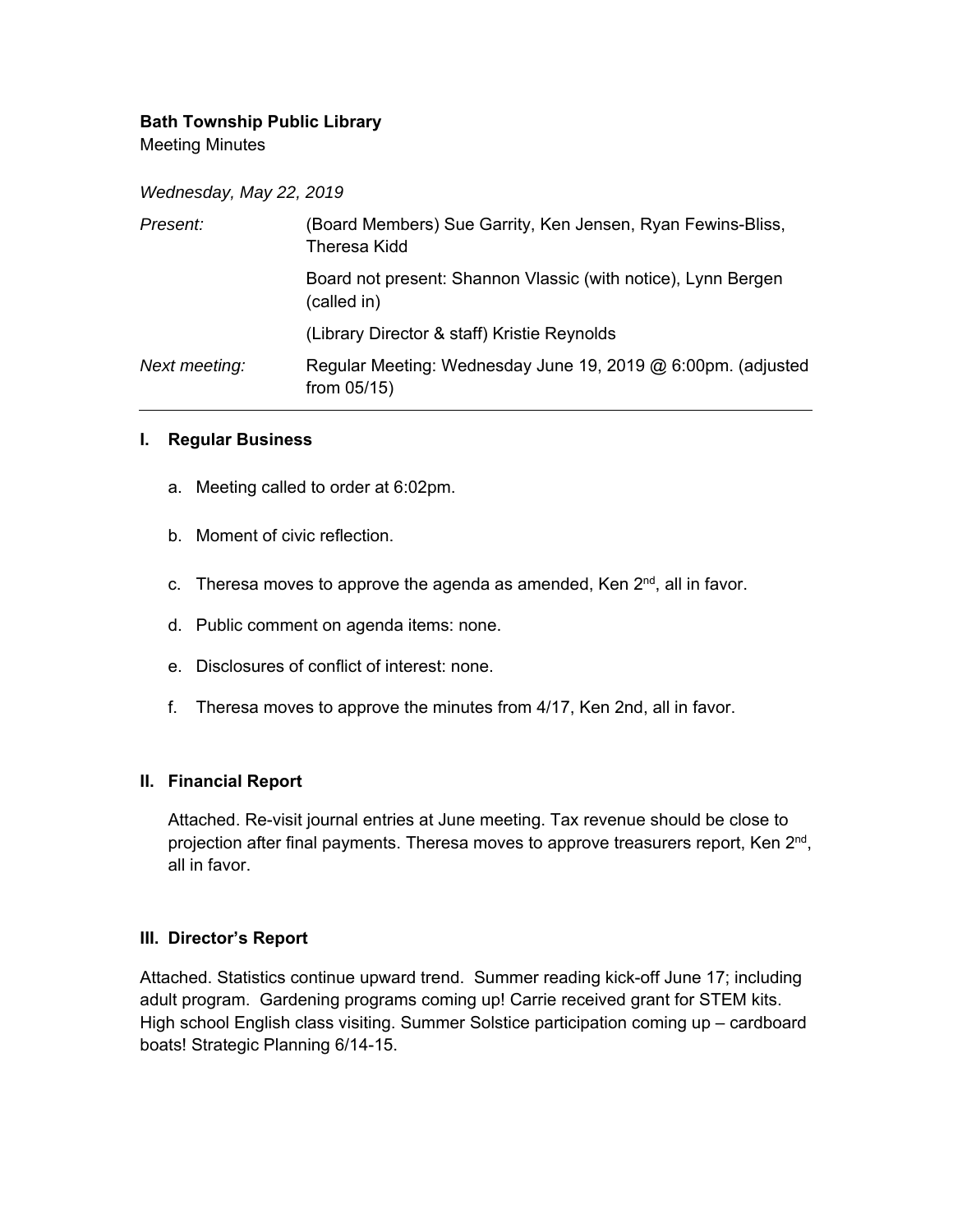**Bath Township Public Library**
Meeting Minutes

*Wednesday, May 22, 2019*

| | |
|---|---|
| *Present:* | (Board Members) Sue Garrity, Ken Jensen, Ryan Fewins-Bliss, Theresa Kidd |
| | Board not present: Shannon Vlassic (with notice), Lynn Bergen (called in) |
| | (Library Director & staff) Kristie Reynolds |
| *Next meeting:* | Regular Meeting: Wednesday June 19, 2019 @ 6:00pm. (adjusted from 05/15) |

---

## I. Regular Business

a. Meeting called to order at 6:02pm.

b. Moment of civic reflection.

c. Theresa moves to approve the agenda as amended, Ken 2nd, all in favor.

d. Public comment on agenda items: none.

e. Disclosures of conflict of interest: none.

f. Theresa moves to approve the minutes from 4/17, Ken 2nd, all in favor.

## II. Financial Report

Attached. Re-visit journal entries at June meeting. Tax revenue should be close to projection after final payments. Theresa moves to approve treasurers report, Ken 2nd, all in favor.

## III. Director's Report

Attached. Statistics continue upward trend. Summer reading kick-off June 17; including adult program. Gardening programs coming up! Carrie received grant for STEM kits. High school English class visiting. Summer Solstice participation coming up – cardboard boats! Strategic Planning 6/14-15.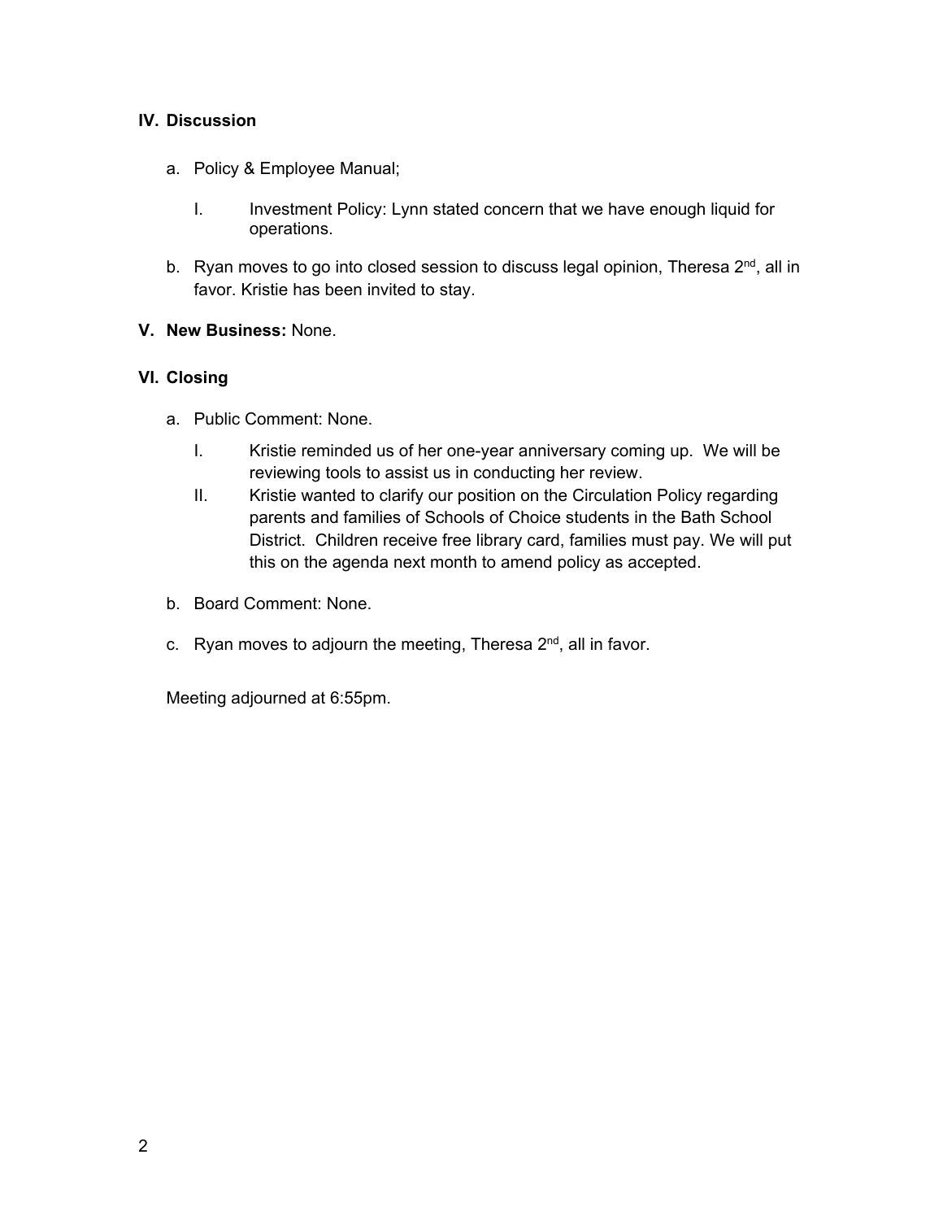## IV. Discussion

a. Policy & Employee Manual;

   I. Investment Policy: Lynn stated concern that we have enough liquid for operations.

b. Ryan moves to go into closed session to discuss legal opinion, Theresa 2nd, all in favor. Kristie has been invited to stay.

## V. New Business: None.

## VI. Closing

a. Public Comment: None.

   I. Kristie reminded us of her one-year anniversary coming up. We will be reviewing tools to assist us in conducting her review.

   II. Kristie wanted to clarify our position on the Circulation Policy regarding parents and families of Schools of Choice students in the Bath School District. Children receive free library card, families must pay. We will put this on the agenda next month to amend policy as accepted.

b. Board Comment: None.

c. Ryan moves to adjourn the meeting, Theresa 2nd, all in favor.

Meeting adjourned at 6:55pm.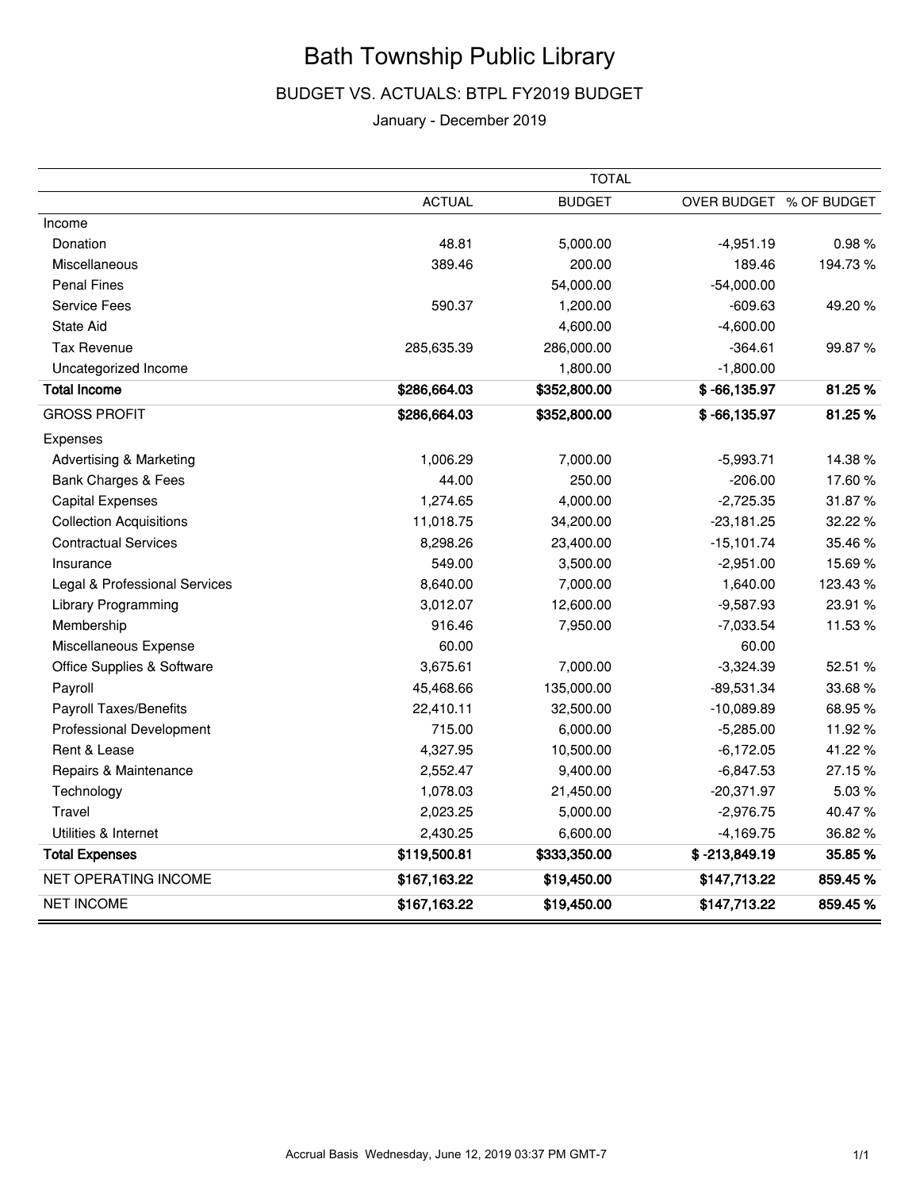# Bath Township Public Library

## BUDGET VS. ACTUALS: BTPL FY2019 BUDGET

January - December 2019

| | TOTAL | | | |
|---|---|---|---|---|
| | ACTUAL | BUDGET | OVER BUDGET | % OF BUDGET |
| Income | | | | |
| Donation | 48.81 | 5,000.00 | -4,951.19 | 0.98 % |
| Miscellaneous | 389.46 | 200.00 | 189.46 | 194.73 % |
| Penal Fines | | 54,000.00 | -54,000.00 | |
| Service Fees | 590.37 | 1,200.00 | -609.63 | 49.20 % |
| State Aid | | 4,600.00 | -4,600.00 | |
| Tax Revenue | 285,635.39 | 286,000.00 | -364.61 | 99.87 % |
| Uncategorized Income | | 1,800.00 | -1,800.00 | |
| **Total Income** | **$286,664.03** | **$352,800.00** | **$ -66,135.97** | **81.25 %** |
| GROSS PROFIT | **$286,664.03** | **$352,800.00** | **$ -66,135.97** | **81.25 %** |
| Expenses | | | | |
| Advertising & Marketing | 1,006.29 | 7,000.00 | -5,993.71 | 14.38 % |
| Bank Charges & Fees | 44.00 | 250.00 | -206.00 | 17.60 % |
| Capital Expenses | 1,274.65 | 4,000.00 | -2,725.35 | 31.87 % |
| Collection Acquisitions | 11,018.75 | 34,200.00 | -23,181.25 | 32.22 % |
| Contractual Services | 8,298.26 | 23,400.00 | -15,101.74 | 35.46 % |
| Insurance | 549.00 | 3,500.00 | -2,951.00 | 15.69 % |
| Legal & Professional Services | 8,640.00 | 7,000.00 | 1,640.00 | 123.43 % |
| Library Programming | 3,012.07 | 12,600.00 | -9,587.93 | 23.91 % |
| Membership | 916.46 | 7,950.00 | -7,033.54 | 11.53 % |
| Miscellaneous Expense | 60.00 | | 60.00 | |
| Office Supplies & Software | 3,675.61 | 7,000.00 | -3,324.39 | 52.51 % |
| Payroll | 45,468.66 | 135,000.00 | -89,531.34 | 33.68 % |
| Payroll Taxes/Benefits | 22,410.11 | 32,500.00 | -10,089.89 | 68.95 % |
| Professional Development | 715.00 | 6,000.00 | -5,285.00 | 11.92 % |
| Rent & Lease | 4,327.95 | 10,500.00 | -6,172.05 | 41.22 % |
| Repairs & Maintenance | 2,552.47 | 9,400.00 | -6,847.53 | 27.15 % |
| Technology | 1,078.03 | 21,450.00 | -20,371.97 | 5.03 % |
| Travel | 2,023.25 | 5,000.00 | -2,976.75 | 40.47 % |
| Utilities & Internet | 2,430.25 | 6,600.00 | -4,169.75 | 36.82 % |
| **Total Expenses** | **$119,500.81** | **$333,350.00** | **$ -213,849.19** | **35.85 %** |
| NET OPERATING INCOME | **$167,163.22** | **$19,450.00** | **$147,713.22** | **859.45 %** |
| NET INCOME | **$167,163.22** | **$19,450.00** | **$147,713.22** | **859.45 %** |

Accrual Basis Wednesday, June 12, 2019 03:37 PM GMT-7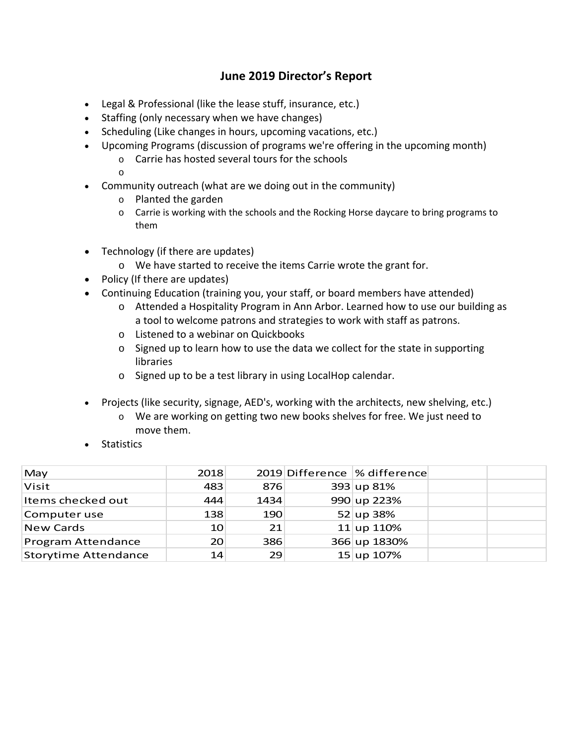## June 2019 Director's Report

- Legal & Professional (like the lease stuff, insurance, etc.)
- Staffing (only necessary when we have changes)
- Scheduling (Like changes in hours, upcoming vacations, etc.)
- Upcoming Programs (discussion of programs we're offering in the upcoming month)
  - Carrie has hosted several tours for the schools
  - 
- Community outreach (what are we doing out in the community)
  - Planted the garden
  - Carrie is working with the schools and the Rocking Horse daycare to bring programs to them
- Technology (if there are updates)
  - We have started to receive the items Carrie wrote the grant for.
- Policy (If there are updates)
- Continuing Education (training you, your staff, or board members have attended)
  - Attended a Hospitality Program in Ann Arbor. Learned how to use our building as a tool to welcome patrons and strategies to work with staff as patrons.
  - Listened to a webinar on Quickbooks
  - Signed up to learn how to use the data we collect for the state in supporting libraries
  - Signed up to be a test library in using LocalHop calendar.
- Projects (like security, signage, AED's, working with the architects, new shelving, etc.)
  - We are working on getting two new books shelves for free. We just need to move them.
- Statistics

| May | 2018 | 2019 | Difference | % difference | | |
|---|---|---|---|---|---|---|
| Visit | 483 | 876 | 393 | up 81% | | |
| Items checked out | 444 | 1434 | 990 | up 223% | | |
| Computer use | 138 | 190 | 52 | up 38% | | |
| New Cards | 10 | 21 | 11 | up 110% | | |
| Program Attendance | 20 | 386 | 366 | up 1830% | | |
| Storytime Attendance | 14 | 29 | 15 | up 107% | | |